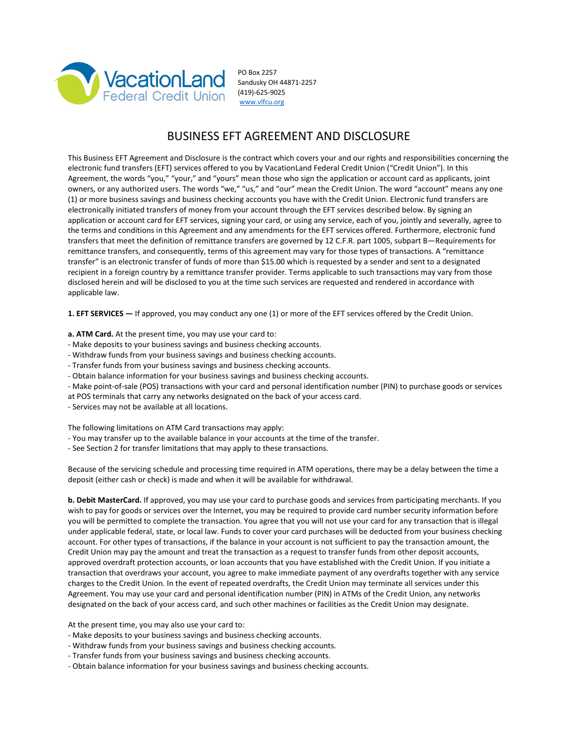VacationLand Federal Credit Union

PO Box 2257
Sandusky OH 44871-2257
(419)-625-9025
www.vlfcu.org

# BUSINESS EFT AGREEMENT AND DISCLOSURE

This Business EFT Agreement and Disclosure is the contract which covers your and our rights and responsibilities concerning the electronic fund transfers (EFT) services offered to you by VacationLand Federal Credit Union ("Credit Union"). In this Agreement, the words "you," "your," and "yours" mean those who sign the application or account card as applicants, joint owners, or any authorized users. The words "we," "us," and "our" mean the Credit Union. The word "account" means any one (1) or more business savings and business checking accounts you have with the Credit Union. Electronic fund transfers are electronically initiated transfers of money from your account through the EFT services described below. By signing an application or account card for EFT services, signing your card, or using any service, each of you, jointly and severally, agree to the terms and conditions in this Agreement and any amendments for the EFT services offered. Furthermore, electronic fund transfers that meet the definition of remittance transfers are governed by 12 C.F.R. part 1005, subpart B—Requirements for remittance transfers, and consequently, terms of this agreement may vary for those types of transactions. A "remittance transfer" is an electronic transfer of funds of more than $15.00 which is requested by a sender and sent to a designated recipient in a foreign country by a remittance transfer provider. Terms applicable to such transactions may vary from those disclosed herein and will be disclosed to you at the time such services are requested and rendered in accordance with applicable law.

**1. EFT SERVICES —** If approved, you may conduct any one (1) or more of the EFT services offered by the Credit Union.

**a. ATM Card.** At the present time, you may use your card to:

- Make deposits to your business savings and business checking accounts.
- Withdraw funds from your business savings and business checking accounts.
- Transfer funds from your business savings and business checking accounts.
- Obtain balance information for your business savings and business checking accounts.
- Make point-of-sale (POS) transactions with your card and personal identification number (PIN) to purchase goods or services at POS terminals that carry any networks designated on the back of your access card.
- Services may not be available at all locations.

The following limitations on ATM Card transactions may apply:

- You may transfer up to the available balance in your accounts at the time of the transfer.
- See Section 2 for transfer limitations that may apply to these transactions.

Because of the servicing schedule and processing time required in ATM operations, there may be a delay between the time a deposit (either cash or check) is made and when it will be available for withdrawal.

**b. Debit MasterCard.** If approved, you may use your card to purchase goods and services from participating merchants. If you wish to pay for goods or services over the Internet, you may be required to provide card number security information before you will be permitted to complete the transaction. You agree that you will not use your card for any transaction that is illegal under applicable federal, state, or local law. Funds to cover your card purchases will be deducted from your business checking account. For other types of transactions, if the balance in your account is not sufficient to pay the transaction amount, the Credit Union may pay the amount and treat the transaction as a request to transfer funds from other deposit accounts, approved overdraft protection accounts, or loan accounts that you have established with the Credit Union. If you initiate a transaction that overdraws your account, you agree to make immediate payment of any overdrafts together with any service charges to the Credit Union. In the event of repeated overdrafts, the Credit Union may terminate all services under this Agreement. You may use your card and personal identification number (PIN) in ATMs of the Credit Union, any networks designated on the back of your access card, and such other machines or facilities as the Credit Union may designate.

At the present time, you may also use your card to:

- Make deposits to your business savings and business checking accounts.
- Withdraw funds from your business savings and business checking accounts.
- Transfer funds from your business savings and business checking accounts.
- Obtain balance information for your business savings and business checking accounts.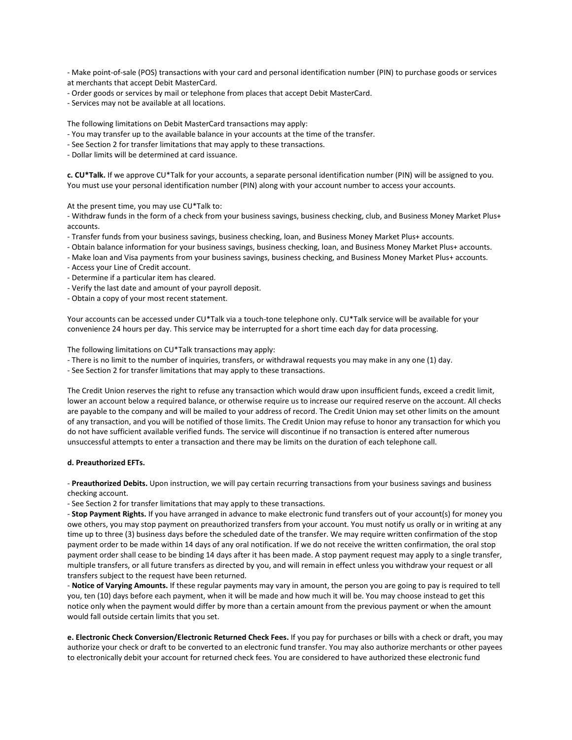- Make point-of-sale (POS) transactions with your card and personal identification number (PIN) to purchase goods or services at merchants that accept Debit MasterCard.
- Order goods or services by mail or telephone from places that accept Debit MasterCard.
- Services may not be available at all locations.

The following limitations on Debit MasterCard transactions may apply:
- You may transfer up to the available balance in your accounts at the time of the transfer.
- See Section 2 for transfer limitations that may apply to these transactions.
- Dollar limits will be determined at card issuance.

**c. CU*Talk.** If we approve CU*Talk for your accounts, a separate personal identification number (PIN) will be assigned to you. You must use your personal identification number (PIN) along with your account number to access your accounts.

At the present time, you may use CU*Talk to:
- Withdraw funds in the form of a check from your business savings, business checking, club, and Business Money Market Plus+ accounts.
- Transfer funds from your business savings, business checking, loan, and Business Money Market Plus+ accounts.
- Obtain balance information for your business savings, business checking, loan, and Business Money Market Plus+ accounts.
- Make loan and Visa payments from your business savings, business checking, and Business Money Market Plus+ accounts.
- Access your Line of Credit account.
- Determine if a particular item has cleared.
- Verify the last date and amount of your payroll deposit.
- Obtain a copy of your most recent statement.

Your accounts can be accessed under CU*Talk via a touch-tone telephone only. CU*Talk service will be available for your convenience 24 hours per day. This service may be interrupted for a short time each day for data processing.

The following limitations on CU*Talk transactions may apply:
- There is no limit to the number of inquiries, transfers, or withdrawal requests you may make in any one (1) day.
- See Section 2 for transfer limitations that may apply to these transactions.

The Credit Union reserves the right to refuse any transaction which would draw upon insufficient funds, exceed a credit limit, lower an account below a required balance, or otherwise require us to increase our required reserve on the account. All checks are payable to the company and will be mailed to your address of record. The Credit Union may set other limits on the amount of any transaction, and you will be notified of those limits. The Credit Union may refuse to honor any transaction for which you do not have sufficient available verified funds. The service will discontinue if no transaction is entered after numerous unsuccessful attempts to enter a transaction and there may be limits on the duration of each telephone call.

**d. Preauthorized EFTs.**

- **Preauthorized Debits.** Upon instruction, we will pay certain recurring transactions from your business savings and business checking account.
- See Section 2 for transfer limitations that may apply to these transactions.
- **Stop Payment Rights.** If you have arranged in advance to make electronic fund transfers out of your account(s) for money you owe others, you may stop payment on preauthorized transfers from your account. You must notify us orally or in writing at any time up to three (3) business days before the scheduled date of the transfer. We may require written confirmation of the stop payment order to be made within 14 days of any oral notification. If we do not receive the written confirmation, the oral stop payment order shall cease to be binding 14 days after it has been made. A stop payment request may apply to a single transfer, multiple transfers, or all future transfers as directed by you, and will remain in effect unless you withdraw your request or all transfers subject to the request have been returned.
- **Notice of Varying Amounts.** If these regular payments may vary in amount, the person you are going to pay is required to tell you, ten (10) days before each payment, when it will be made and how much it will be. You may choose instead to get this notice only when the payment would differ by more than a certain amount from the previous payment or when the amount would fall outside certain limits that you set.

**e. Electronic Check Conversion/Electronic Returned Check Fees.** If you pay for purchases or bills with a check or draft, you may authorize your check or draft to be converted to an electronic fund transfer. You may also authorize merchants or other payees to electronically debit your account for returned check fees. You are considered to have authorized these electronic fund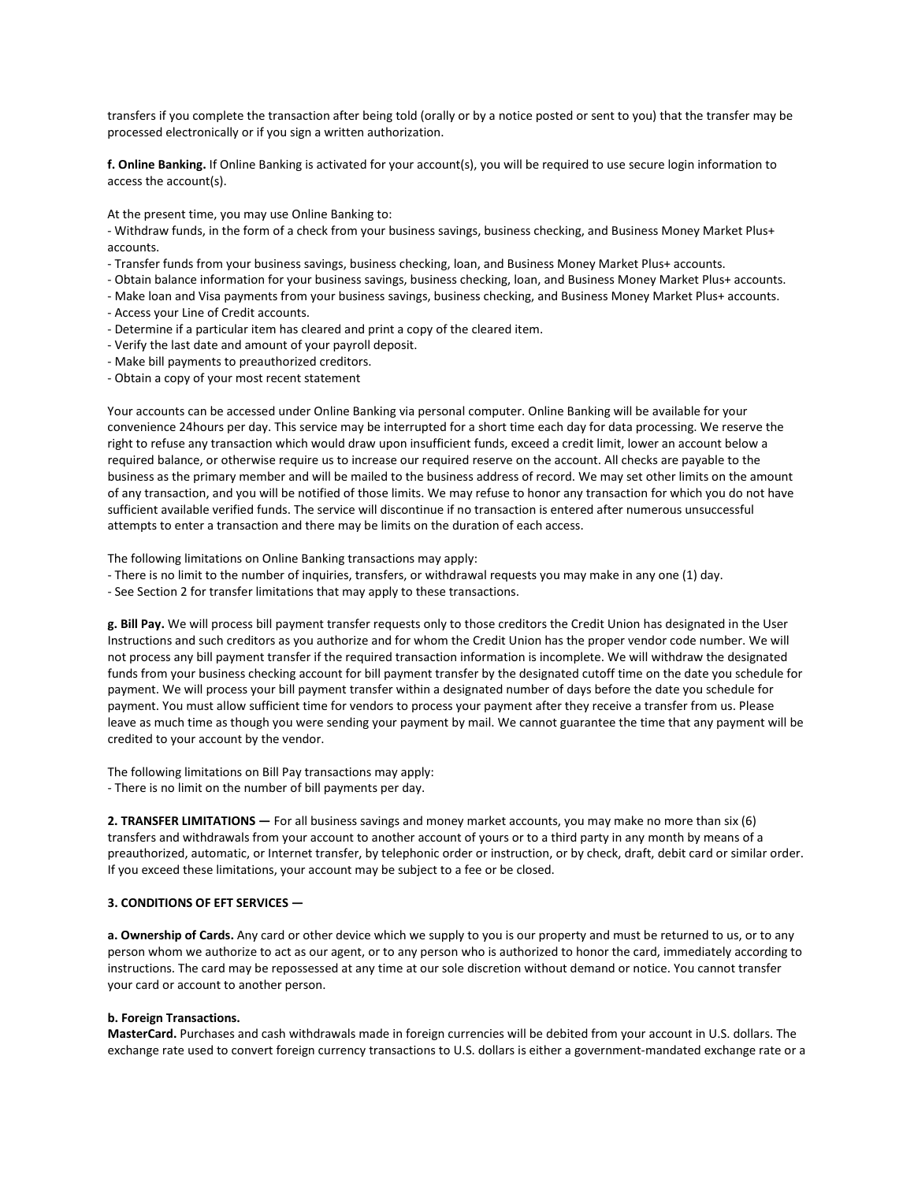transfers if you complete the transaction after being told (orally or by a notice posted or sent to you) that the transfer may be processed electronically or if you sign a written authorization.

**f. Online Banking.** If Online Banking is activated for your account(s), you will be required to use secure login information to access the account(s).

At the present time, you may use Online Banking to:
- Withdraw funds, in the form of a check from your business savings, business checking, and Business Money Market Plus+ accounts.
- Transfer funds from your business savings, business checking, loan, and Business Money Market Plus+ accounts.
- Obtain balance information for your business savings, business checking, loan, and Business Money Market Plus+ accounts.
- Make loan and Visa payments from your business savings, business checking, and Business Money Market Plus+ accounts.
- Access your Line of Credit accounts.
- Determine if a particular item has cleared and print a copy of the cleared item.
- Verify the last date and amount of your payroll deposit.
- Make bill payments to preauthorized creditors.
- Obtain a copy of your most recent statement

Your accounts can be accessed under Online Banking via personal computer. Online Banking will be available for your convenience 24hours per day. This service may be interrupted for a short time each day for data processing. We reserve the right to refuse any transaction which would draw upon insufficient funds, exceed a credit limit, lower an account below a required balance, or otherwise require us to increase our required reserve on the account. All checks are payable to the business as the primary member and will be mailed to the business address of record. We may set other limits on the amount of any transaction, and you will be notified of those limits. We may refuse to honor any transaction for which you do not have sufficient available verified funds. The service will discontinue if no transaction is entered after numerous unsuccessful attempts to enter a transaction and there may be limits on the duration of each access.

The following limitations on Online Banking transactions may apply:
- There is no limit to the number of inquiries, transfers, or withdrawal requests you may make in any one (1) day.
- See Section 2 for transfer limitations that may apply to these transactions.

**g. Bill Pay.** We will process bill payment transfer requests only to those creditors the Credit Union has designated in the User Instructions and such creditors as you authorize and for whom the Credit Union has the proper vendor code number. We will not process any bill payment transfer if the required transaction information is incomplete. We will withdraw the designated funds from your business checking account for bill payment transfer by the designated cutoff time on the date you schedule for payment. We will process your bill payment transfer within a designated number of days before the date you schedule for payment. You must allow sufficient time for vendors to process your payment after they receive a transfer from us. Please leave as much time as though you were sending your payment by mail. We cannot guarantee the time that any payment will be credited to your account by the vendor.

The following limitations on Bill Pay transactions may apply:
- There is no limit on the number of bill payments per day.

**2. TRANSFER LIMITATIONS —** For all business savings and money market accounts, you may make no more than six (6) transfers and withdrawals from your account to another account of yours or to a third party in any month by means of a preauthorized, automatic, or Internet transfer, by telephonic order or instruction, or by check, draft, debit card or similar order. If you exceed these limitations, your account may be subject to a fee or be closed.

**3. CONDITIONS OF EFT SERVICES —**

**a. Ownership of Cards.** Any card or other device which we supply to you is our property and must be returned to us, or to any person whom we authorize to act as our agent, or to any person who is authorized to honor the card, immediately according to instructions. The card may be repossessed at any time at our sole discretion without demand or notice. You cannot transfer your card or account to another person.

**b. Foreign Transactions.**
**MasterCard.** Purchases and cash withdrawals made in foreign currencies will be debited from your account in U.S. dollars. The exchange rate used to convert foreign currency transactions to U.S. dollars is either a government-mandated exchange rate or a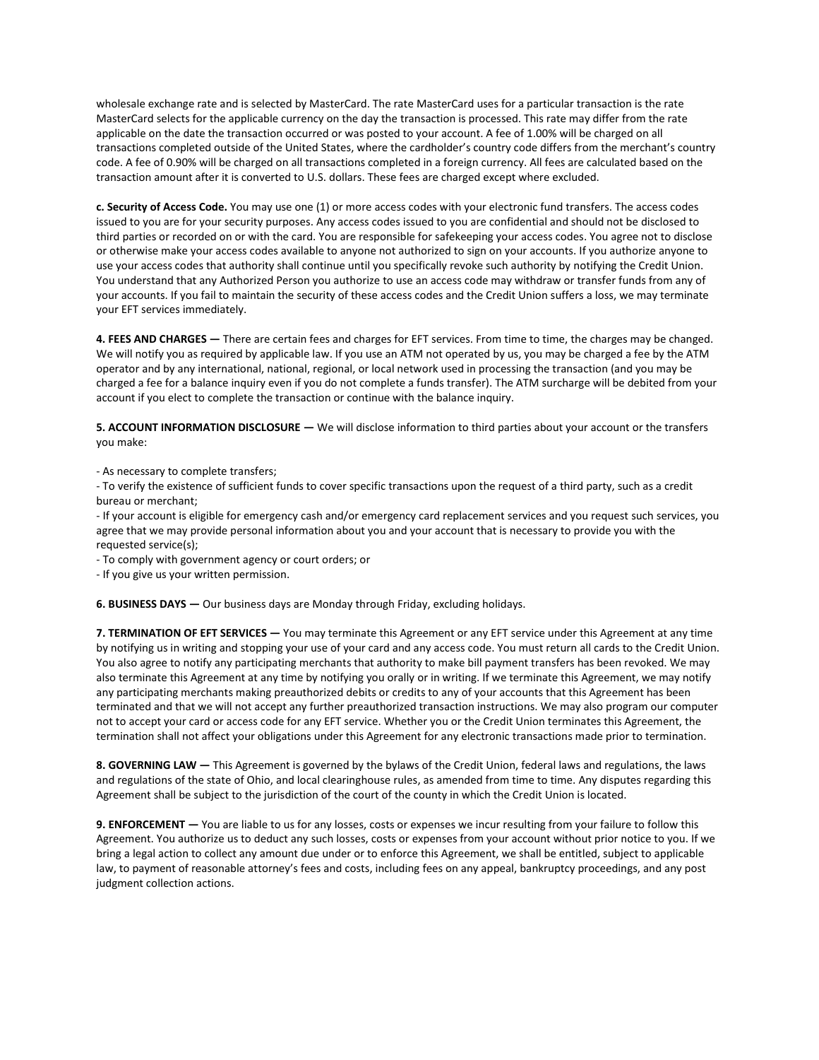wholesale exchange rate and is selected by MasterCard. The rate MasterCard uses for a particular transaction is the rate MasterCard selects for the applicable currency on the day the transaction is processed. This rate may differ from the rate applicable on the date the transaction occurred or was posted to your account. A fee of 1.00% will be charged on all transactions completed outside of the United States, where the cardholder's country code differs from the merchant's country code. A fee of 0.90% will be charged on all transactions completed in a foreign currency. All fees are calculated based on the transaction amount after it is converted to U.S. dollars. These fees are charged except where excluded.

**c. Security of Access Code.** You may use one (1) or more access codes with your electronic fund transfers. The access codes issued to you are for your security purposes. Any access codes issued to you are confidential and should not be disclosed to third parties or recorded on or with the card. You are responsible for safekeeping your access codes. You agree not to disclose or otherwise make your access codes available to anyone not authorized to sign on your accounts. If you authorize anyone to use your access codes that authority shall continue until you specifically revoke such authority by notifying the Credit Union. You understand that any Authorized Person you authorize to use an access code may withdraw or transfer funds from any of your accounts. If you fail to maintain the security of these access codes and the Credit Union suffers a loss, we may terminate your EFT services immediately.

**4. FEES AND CHARGES —** There are certain fees and charges for EFT services. From time to time, the charges may be changed. We will notify you as required by applicable law. If you use an ATM not operated by us, you may be charged a fee by the ATM operator and by any international, national, regional, or local network used in processing the transaction (and you may be charged a fee for a balance inquiry even if you do not complete a funds transfer). The ATM surcharge will be debited from your account if you elect to complete the transaction or continue with the balance inquiry.

**5. ACCOUNT INFORMATION DISCLOSURE —** We will disclose information to third parties about your account or the transfers you make:

- As necessary to complete transfers;
- To verify the existence of sufficient funds to cover specific transactions upon the request of a third party, such as a credit bureau or merchant;
- If your account is eligible for emergency cash and/or emergency card replacement services and you request such services, you agree that we may provide personal information about you and your account that is necessary to provide you with the requested service(s);
- To comply with government agency or court orders; or
- If you give us your written permission.

**6. BUSINESS DAYS —** Our business days are Monday through Friday, excluding holidays.

**7. TERMINATION OF EFT SERVICES —** You may terminate this Agreement or any EFT service under this Agreement at any time by notifying us in writing and stopping your use of your card and any access code. You must return all cards to the Credit Union. You also agree to notify any participating merchants that authority to make bill payment transfers has been revoked. We may also terminate this Agreement at any time by notifying you orally or in writing. If we terminate this Agreement, we may notify any participating merchants making preauthorized debits or credits to any of your accounts that this Agreement has been terminated and that we will not accept any further preauthorized transaction instructions. We may also program our computer not to accept your card or access code for any EFT service. Whether you or the Credit Union terminates this Agreement, the termination shall not affect your obligations under this Agreement for any electronic transactions made prior to termination.

**8. GOVERNING LAW —** This Agreement is governed by the bylaws of the Credit Union, federal laws and regulations, the laws and regulations of the state of Ohio, and local clearinghouse rules, as amended from time to time. Any disputes regarding this Agreement shall be subject to the jurisdiction of the court of the county in which the Credit Union is located.

**9. ENFORCEMENT —** You are liable to us for any losses, costs or expenses we incur resulting from your failure to follow this Agreement. You authorize us to deduct any such losses, costs or expenses from your account without prior notice to you. If we bring a legal action to collect any amount due under or to enforce this Agreement, we shall be entitled, subject to applicable law, to payment of reasonable attorney's fees and costs, including fees on any appeal, bankruptcy proceedings, and any post judgment collection actions.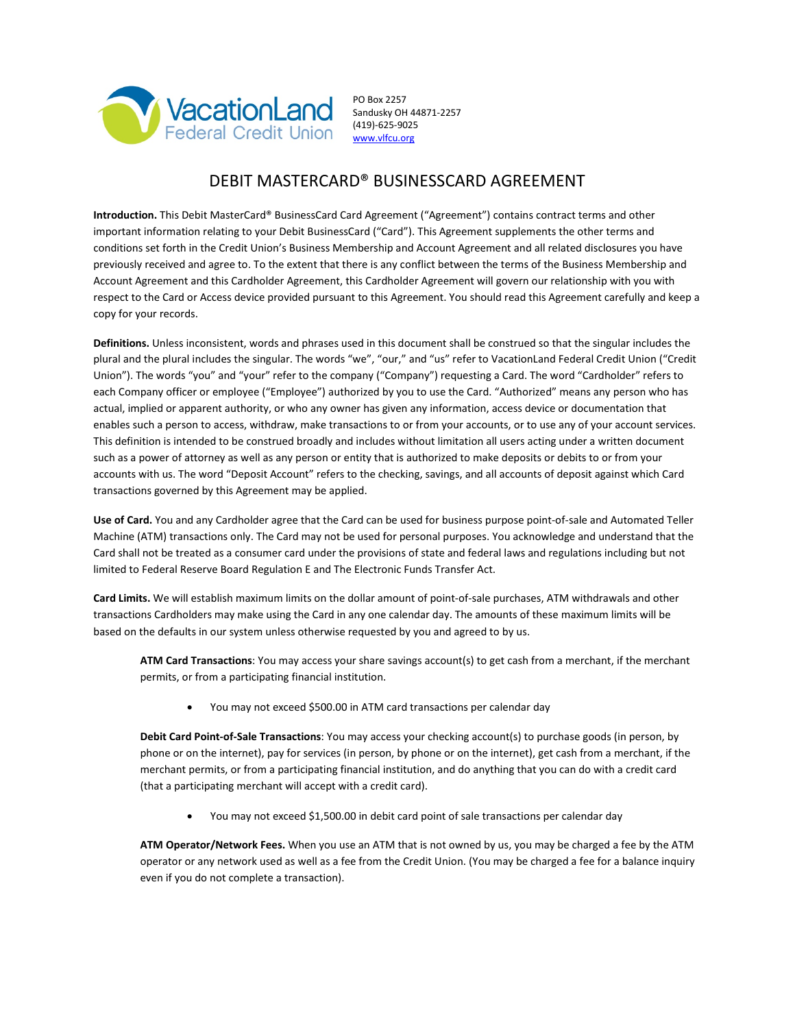VacationLand Federal Credit Union

PO Box 2257
Sandusky OH 44871-2257
(419)-625-9025
www.vlfcu.org

# DEBIT MASTERCARD® BUSINESSCARD AGREEMENT

**Introduction.** This Debit MasterCard® BusinessCard Card Agreement ("Agreement") contains contract terms and other important information relating to your Debit BusinessCard ("Card"). This Agreement supplements the other terms and conditions set forth in the Credit Union's Business Membership and Account Agreement and all related disclosures you have previously received and agree to. To the extent that there is any conflict between the terms of the Business Membership and Account Agreement and this Cardholder Agreement, this Cardholder Agreement will govern our relationship with you with respect to the Card or Access device provided pursuant to this Agreement. You should read this Agreement carefully and keep a copy for your records.

**Definitions.** Unless inconsistent, words and phrases used in this document shall be construed so that the singular includes the plural and the plural includes the singular. The words "we", "our," and "us" refer to VacationLand Federal Credit Union ("Credit Union"). The words "you" and "your" refer to the company ("Company") requesting a Card. The word "Cardholder" refers to each Company officer or employee ("Employee") authorized by you to use the Card. "Authorized" means any person who has actual, implied or apparent authority, or who any owner has given any information, access device or documentation that enables such a person to access, withdraw, make transactions to or from your accounts, or to use any of your account services. This definition is intended to be construed broadly and includes without limitation all users acting under a written document such as a power of attorney as well as any person or entity that is authorized to make deposits or debits to or from your accounts with us. The word "Deposit Account" refers to the checking, savings, and all accounts of deposit against which Card transactions governed by this Agreement may be applied.

**Use of Card.** You and any Cardholder agree that the Card can be used for business purpose point-of-sale and Automated Teller Machine (ATM) transactions only. The Card may not be used for personal purposes. You acknowledge and understand that the Card shall not be treated as a consumer card under the provisions of state and federal laws and regulations including but not limited to Federal Reserve Board Regulation E and The Electronic Funds Transfer Act.

**Card Limits.** We will establish maximum limits on the dollar amount of point-of-sale purchases, ATM withdrawals and other transactions Cardholders may make using the Card in any one calendar day. The amounts of these maximum limits will be based on the defaults in our system unless otherwise requested by you and agreed to by us.

**ATM Card Transactions**: You may access your share savings account(s) to get cash from a merchant, if the merchant permits, or from a participating financial institution.

- You may not exceed $500.00 in ATM card transactions per calendar day

**Debit Card Point-of-Sale Transactions**: You may access your checking account(s) to purchase goods (in person, by phone or on the internet), pay for services (in person, by phone or on the internet), get cash from a merchant, if the merchant permits, or from a participating financial institution, and do anything that you can do with a credit card (that a participating merchant will accept with a credit card).

- You may not exceed $1,500.00 in debit card point of sale transactions per calendar day

**ATM Operator/Network Fees.** When you use an ATM that is not owned by us, you may be charged a fee by the ATM operator or any network used as well as a fee from the Credit Union. (You may be charged a fee for a balance inquiry even if you do not complete a transaction).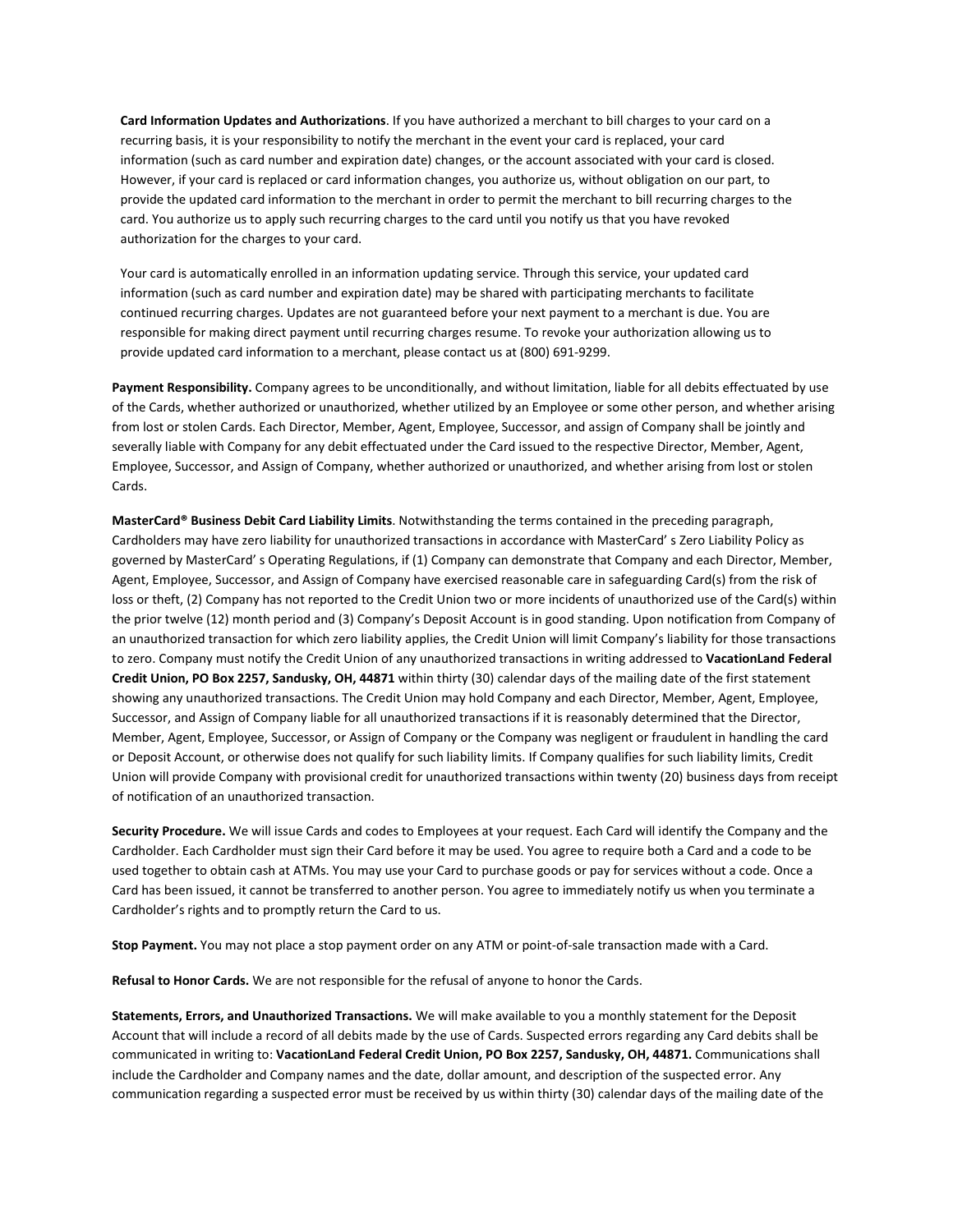**Card Information Updates and Authorizations**. If you have authorized a merchant to bill charges to your card on a recurring basis, it is your responsibility to notify the merchant in the event your card is replaced, your card information (such as card number and expiration date) changes, or the account associated with your card is closed. However, if your card is replaced or card information changes, you authorize us, without obligation on our part, to provide the updated card information to the merchant in order to permit the merchant to bill recurring charges to the card. You authorize us to apply such recurring charges to the card until you notify us that you have revoked authorization for the charges to your card.

Your card is automatically enrolled in an information updating service. Through this service, your updated card information (such as card number and expiration date) may be shared with participating merchants to facilitate continued recurring charges. Updates are not guaranteed before your next payment to a merchant is due. You are responsible for making direct payment until recurring charges resume. To revoke your authorization allowing us to provide updated card information to a merchant, please contact us at (800) 691-9299.

**Payment Responsibility.** Company agrees to be unconditionally, and without limitation, liable for all debits effectuated by use of the Cards, whether authorized or unauthorized, whether utilized by an Employee or some other person, and whether arising from lost or stolen Cards. Each Director, Member, Agent, Employee, Successor, and assign of Company shall be jointly and severally liable with Company for any debit effectuated under the Card issued to the respective Director, Member, Agent, Employee, Successor, and Assign of Company, whether authorized or unauthorized, and whether arising from lost or stolen Cards.

**MasterCard® Business Debit Card Liability Limits**. Notwithstanding the terms contained in the preceding paragraph, Cardholders may have zero liability for unauthorized transactions in accordance with MasterCard' s Zero Liability Policy as governed by MasterCard' s Operating Regulations, if (1) Company can demonstrate that Company and each Director, Member, Agent, Employee, Successor, and Assign of Company have exercised reasonable care in safeguarding Card(s) from the risk of loss or theft, (2) Company has not reported to the Credit Union two or more incidents of unauthorized use of the Card(s) within the prior twelve (12) month period and (3) Company's Deposit Account is in good standing. Upon notification from Company of an unauthorized transaction for which zero liability applies, the Credit Union will limit Company's liability for those transactions to zero. Company must notify the Credit Union of any unauthorized transactions in writing addressed to **VacationLand Federal Credit Union, PO Box 2257, Sandusky, OH, 44871** within thirty (30) calendar days of the mailing date of the first statement showing any unauthorized transactions. The Credit Union may hold Company and each Director, Member, Agent, Employee, Successor, and Assign of Company liable for all unauthorized transactions if it is reasonably determined that the Director, Member, Agent, Employee, Successor, or Assign of Company or the Company was negligent or fraudulent in handling the card or Deposit Account, or otherwise does not qualify for such liability limits. If Company qualifies for such liability limits, Credit Union will provide Company with provisional credit for unauthorized transactions within twenty (20) business days from receipt of notification of an unauthorized transaction.

**Security Procedure.** We will issue Cards and codes to Employees at your request. Each Card will identify the Company and the Cardholder. Each Cardholder must sign their Card before it may be used. You agree to require both a Card and a code to be used together to obtain cash at ATMs. You may use your Card to purchase goods or pay for services without a code. Once a Card has been issued, it cannot be transferred to another person. You agree to immediately notify us when you terminate a Cardholder's rights and to promptly return the Card to us.

**Stop Payment.** You may not place a stop payment order on any ATM or point-of-sale transaction made with a Card.

**Refusal to Honor Cards.** We are not responsible for the refusal of anyone to honor the Cards.

**Statements, Errors, and Unauthorized Transactions.** We will make available to you a monthly statement for the Deposit Account that will include a record of all debits made by the use of Cards. Suspected errors regarding any Card debits shall be communicated in writing to: **VacationLand Federal Credit Union, PO Box 2257, Sandusky, OH, 44871.** Communications shall include the Cardholder and Company names and the date, dollar amount, and description of the suspected error. Any communication regarding a suspected error must be received by us within thirty (30) calendar days of the mailing date of the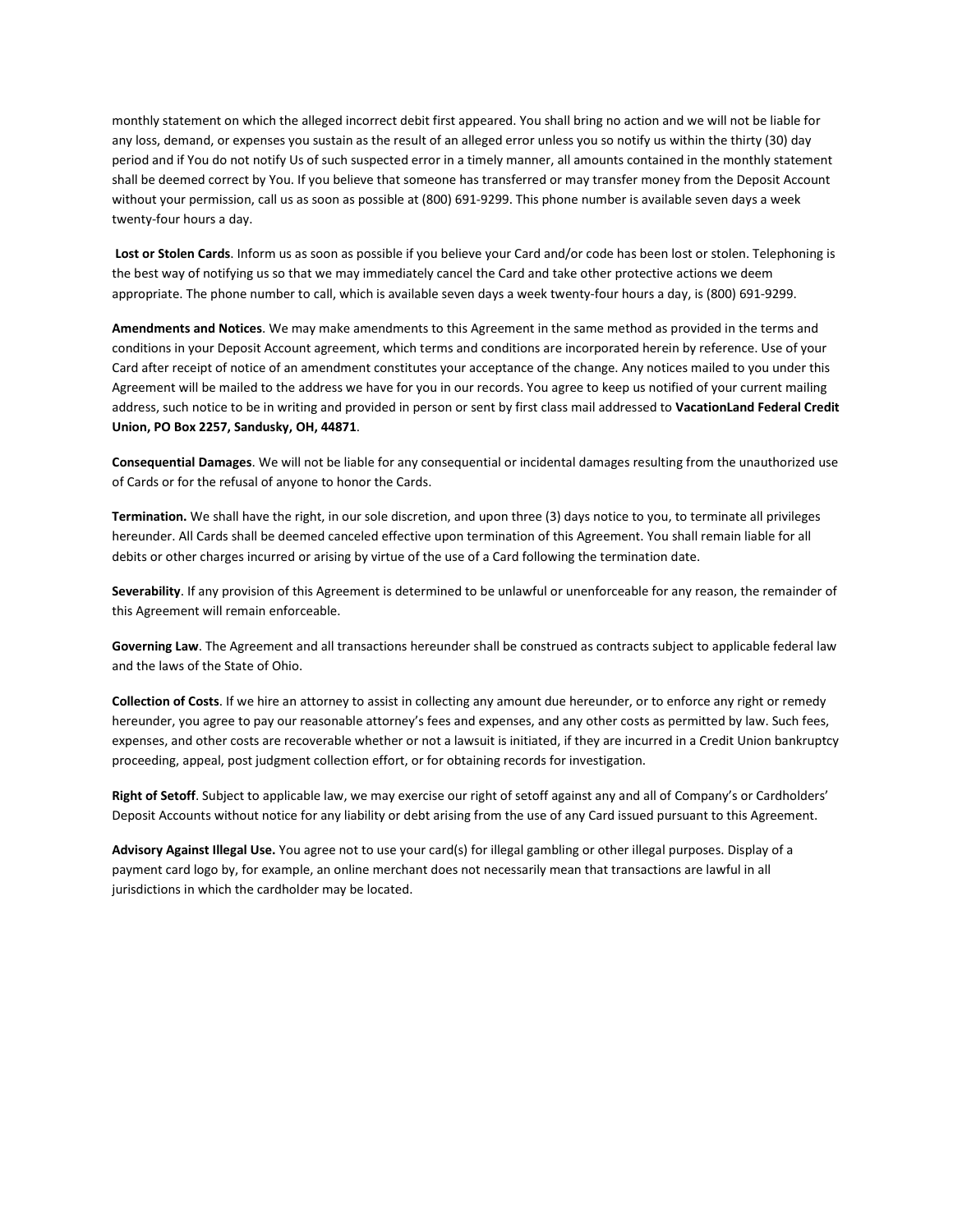monthly statement on which the alleged incorrect debit first appeared. You shall bring no action and we will not be liable for any loss, demand, or expenses you sustain as the result of an alleged error unless you so notify us within the thirty (30) day period and if You do not notify Us of such suspected error in a timely manner, all amounts contained in the monthly statement shall be deemed correct by You. If you believe that someone has transferred or may transfer money from the Deposit Account without your permission, call us as soon as possible at (800) 691-9299. This phone number is available seven days a week twenty-four hours a day.

**Lost or Stolen Cards**. Inform us as soon as possible if you believe your Card and/or code has been lost or stolen. Telephoning is the best way of notifying us so that we may immediately cancel the Card and take other protective actions we deem appropriate. The phone number to call, which is available seven days a week twenty-four hours a day, is (800) 691-9299.

**Amendments and Notices**. We may make amendments to this Agreement in the same method as provided in the terms and conditions in your Deposit Account agreement, which terms and conditions are incorporated herein by reference. Use of your Card after receipt of notice of an amendment constitutes your acceptance of the change. Any notices mailed to you under this Agreement will be mailed to the address we have for you in our records. You agree to keep us notified of your current mailing address, such notice to be in writing and provided in person or sent by first class mail addressed to **VacationLand Federal Credit Union, PO Box 2257, Sandusky, OH, 44871**.

**Consequential Damages**. We will not be liable for any consequential or incidental damages resulting from the unauthorized use of Cards or for the refusal of anyone to honor the Cards.

**Termination.** We shall have the right, in our sole discretion, and upon three (3) days notice to you, to terminate all privileges hereunder. All Cards shall be deemed canceled effective upon termination of this Agreement. You shall remain liable for all debits or other charges incurred or arising by virtue of the use of a Card following the termination date.

**Severability**. If any provision of this Agreement is determined to be unlawful or unenforceable for any reason, the remainder of this Agreement will remain enforceable.

**Governing Law**. The Agreement and all transactions hereunder shall be construed as contracts subject to applicable federal law and the laws of the State of Ohio.

**Collection of Costs**. If we hire an attorney to assist in collecting any amount due hereunder, or to enforce any right or remedy hereunder, you agree to pay our reasonable attorney's fees and expenses, and any other costs as permitted by law. Such fees, expenses, and other costs are recoverable whether or not a lawsuit is initiated, if they are incurred in a Credit Union bankruptcy proceeding, appeal, post judgment collection effort, or for obtaining records for investigation.

**Right of Setoff**. Subject to applicable law, we may exercise our right of setoff against any and all of Company's or Cardholders' Deposit Accounts without notice for any liability or debt arising from the use of any Card issued pursuant to this Agreement.

**Advisory Against Illegal Use.** You agree not to use your card(s) for illegal gambling or other illegal purposes. Display of a payment card logo by, for example, an online merchant does not necessarily mean that transactions are lawful in all jurisdictions in which the cardholder may be located.